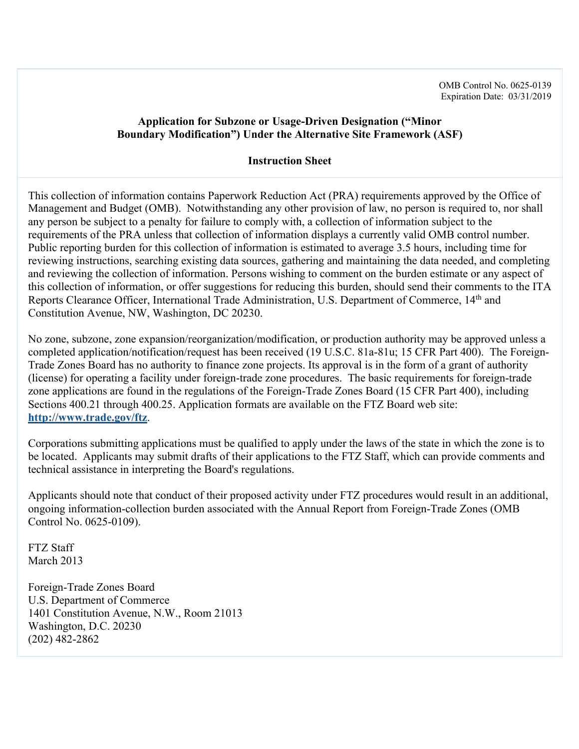OMB Control No. 0625-0139
Expiration Date: 03/31/2019

# Application for Subzone or Usage-Driven Designation ("Minor Boundary Modification") Under the Alternative Site Framework (ASF)

## Instruction Sheet

This collection of information contains Paperwork Reduction Act (PRA) requirements approved by the Office of Management and Budget (OMB). Notwithstanding any other provision of law, no person is required to, nor shall any person be subject to a penalty for failure to comply with, a collection of information subject to the requirements of the PRA unless that collection of information displays a currently valid OMB control number. Public reporting burden for this collection of information is estimated to average 3.5 hours, including time for reviewing instructions, searching existing data sources, gathering and maintaining the data needed, and completing and reviewing the collection of information. Persons wishing to comment on the burden estimate or any aspect of this collection of information, or offer suggestions for reducing this burden, should send their comments to the ITA Reports Clearance Officer, International Trade Administration, U.S. Department of Commerce, 14th and Constitution Avenue, NW, Washington, DC 20230.

No zone, subzone, zone expansion/reorganization/modification, or production authority may be approved unless a completed application/notification/request has been received (19 U.S.C. 81a-81u; 15 CFR Part 400). The Foreign-Trade Zones Board has no authority to finance zone projects. Its approval is in the form of a grant of authority (license) for operating a facility under foreign-trade zone procedures. The basic requirements for foreign-trade zone applications are found in the regulations of the Foreign-Trade Zones Board (15 CFR Part 400), including Sections 400.21 through 400.25. Application formats are available on the FTZ Board web site: **http://www.trade.gov/ftz**.

Corporations submitting applications must be qualified to apply under the laws of the state in which the zone is to be located. Applicants may submit drafts of their applications to the FTZ Staff, which can provide comments and technical assistance in interpreting the Board's regulations.

Applicants should note that conduct of their proposed activity under FTZ procedures would result in an additional, ongoing information-collection burden associated with the Annual Report from Foreign-Trade Zones (OMB Control No. 0625-0109).

FTZ Staff
March 2013

Foreign-Trade Zones Board
U.S. Department of Commerce
1401 Constitution Avenue, N.W., Room 21013
Washington, D.C. 20230
(202) 482-2862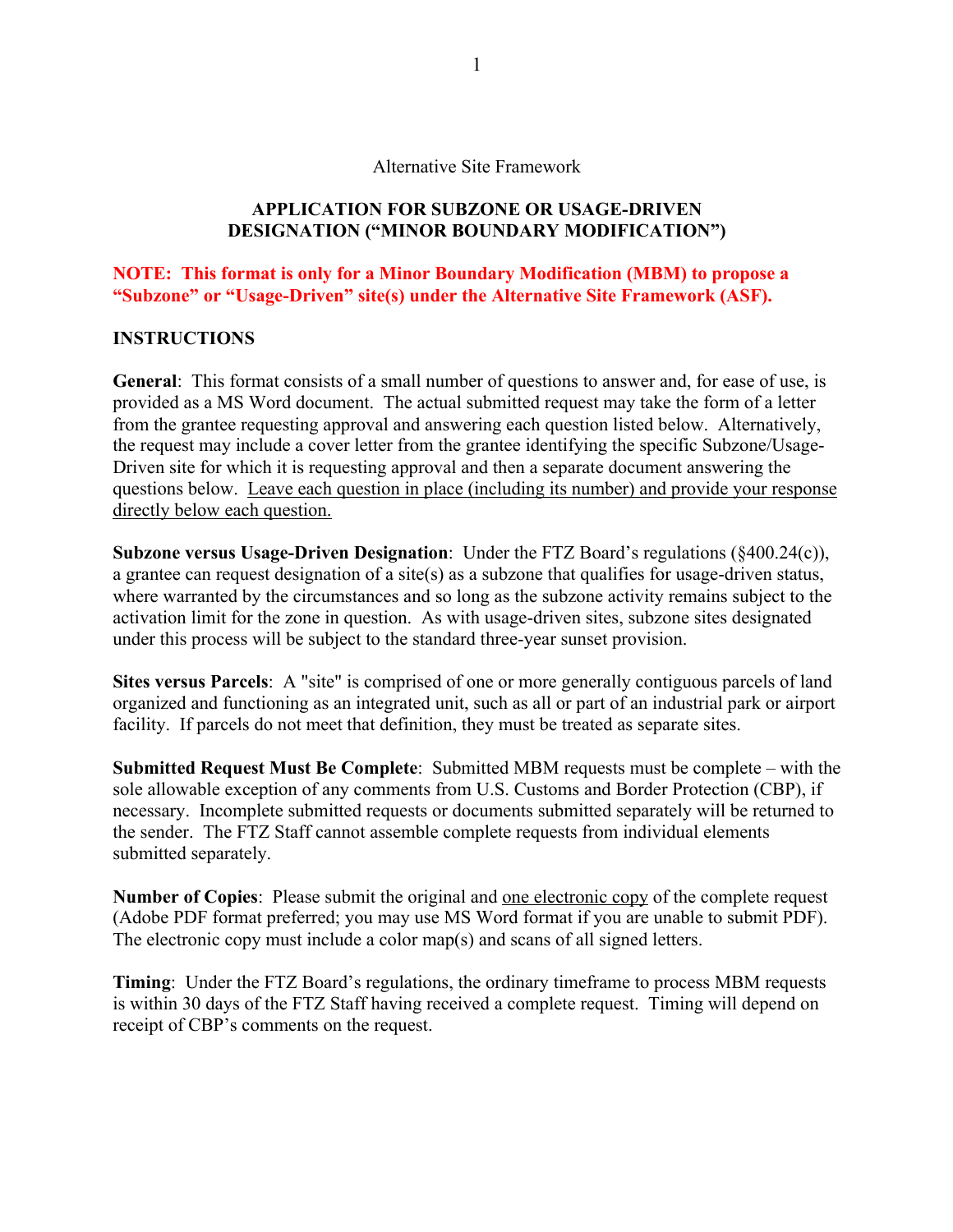Alternative Site Framework

**APPLICATION FOR SUBZONE OR USAGE-DRIVEN DESIGNATION ("MINOR BOUNDARY MODIFICATION")**

**NOTE: This format is only for a Minor Boundary Modification (MBM) to propose a "Subzone" or "Usage-Driven" site(s) under the Alternative Site Framework (ASF).**

**INSTRUCTIONS**

**General**: This format consists of a small number of questions to answer and, for ease of use, is provided as a MS Word document. The actual submitted request may take the form of a letter from the grantee requesting approval and answering each question listed below. Alternatively, the request may include a cover letter from the grantee identifying the specific Subzone/Usage-Driven site for which it is requesting approval and then a separate document answering the questions below. Leave each question in place (including its number) and provide your response directly below each question.

**Subzone versus Usage-Driven Designation**: Under the FTZ Board's regulations (§400.24(c)), a grantee can request designation of a site(s) as a subzone that qualifies for usage-driven status, where warranted by the circumstances and so long as the subzone activity remains subject to the activation limit for the zone in question. As with usage-driven sites, subzone sites designated under this process will be subject to the standard three-year sunset provision.

**Sites versus Parcels**: A "site" is comprised of one or more generally contiguous parcels of land organized and functioning as an integrated unit, such as all or part of an industrial park or airport facility. If parcels do not meet that definition, they must be treated as separate sites.

**Submitted Request Must Be Complete**: Submitted MBM requests must be complete – with the sole allowable exception of any comments from U.S. Customs and Border Protection (CBP), if necessary. Incomplete submitted requests or documents submitted separately will be returned to the sender. The FTZ Staff cannot assemble complete requests from individual elements submitted separately.

**Number of Copies**: Please submit the original and one electronic copy of the complete request (Adobe PDF format preferred; you may use MS Word format if you are unable to submit PDF). The electronic copy must include a color map(s) and scans of all signed letters.

**Timing**: Under the FTZ Board's regulations, the ordinary timeframe to process MBM requests is within 30 days of the FTZ Staff having received a complete request. Timing will depend on receipt of CBP's comments on the request.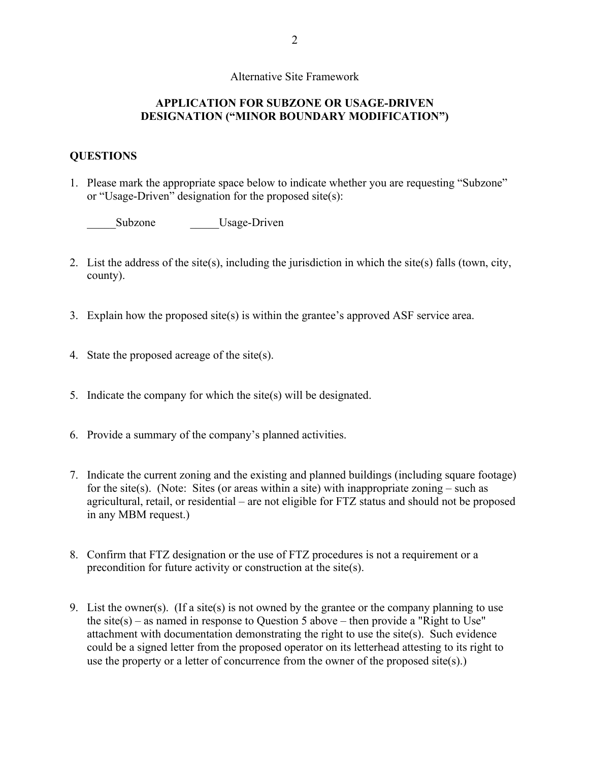Alternative Site Framework

**APPLICATION FOR SUBZONE OR USAGE-DRIVEN DESIGNATION ("MINOR BOUNDARY MODIFICATION")**

**QUESTIONS**

1. Please mark the appropriate space below to indicate whether you are requesting "Subzone" or "Usage-Driven" designation for the proposed site(s):

   _____Subzone _____Usage-Driven

2. List the address of the site(s), including the jurisdiction in which the site(s) falls (town, city, county).

3. Explain how the proposed site(s) is within the grantee's approved ASF service area.

4. State the proposed acreage of the site(s).

5. Indicate the company for which the site(s) will be designated.

6. Provide a summary of the company's planned activities.

7. Indicate the current zoning and the existing and planned buildings (including square footage) for the site(s). (Note: Sites (or areas within a site) with inappropriate zoning – such as agricultural, retail, or residential – are not eligible for FTZ status and should not be proposed in any MBM request.)

8. Confirm that FTZ designation or the use of FTZ procedures is not a requirement or a precondition for future activity or construction at the site(s).

9. List the owner(s). (If a site(s) is not owned by the grantee or the company planning to use the site(s) – as named in response to Question 5 above – then provide a "Right to Use" attachment with documentation demonstrating the right to use the site(s). Such evidence could be a signed letter from the proposed operator on its letterhead attesting to its right to use the property or a letter of concurrence from the owner of the proposed site(s).)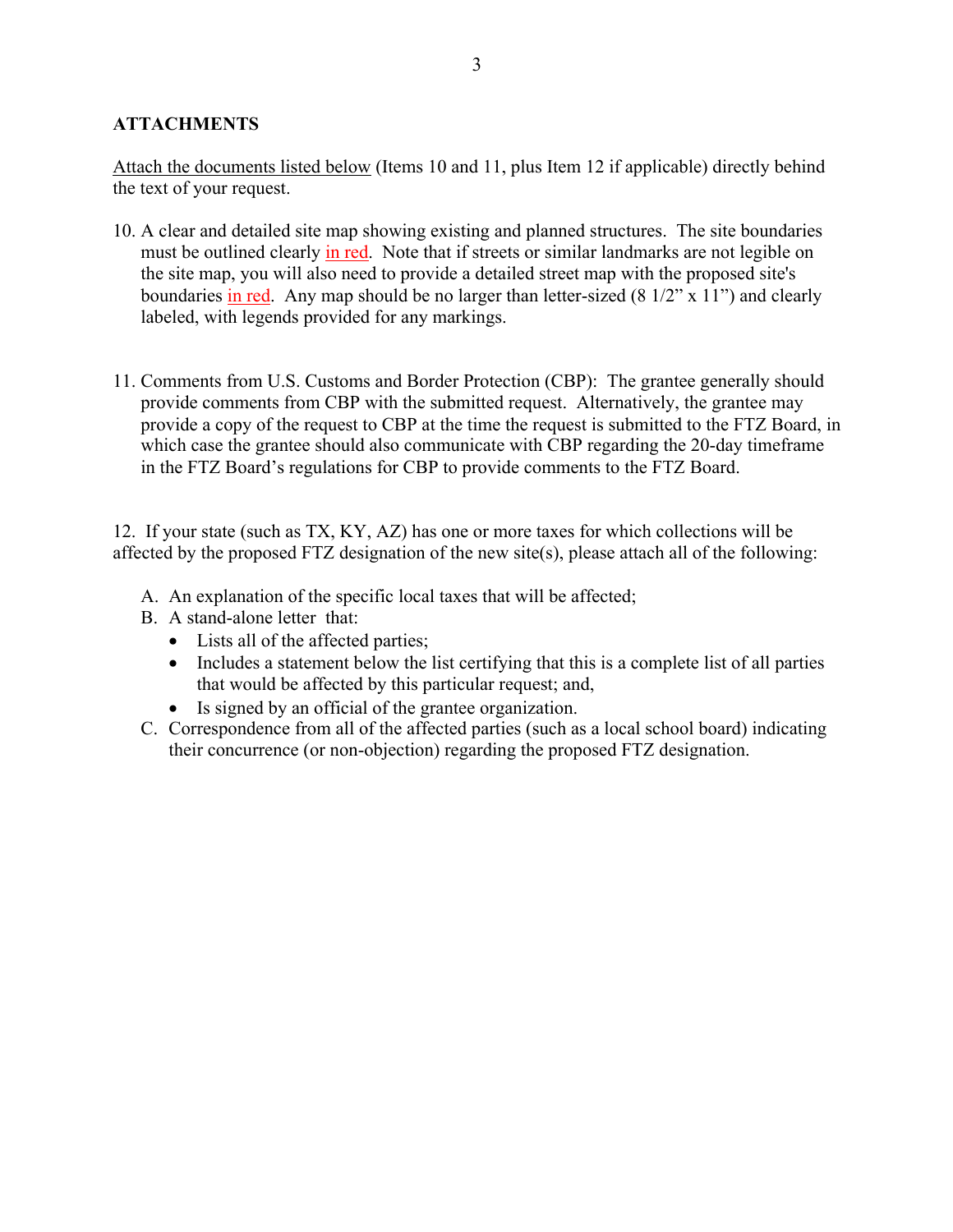## ATTACHMENTS

Attach the documents listed below (Items 10 and 11, plus Item 12 if applicable) directly behind the text of your request.

10. A clear and detailed site map showing existing and planned structures. The site boundaries must be outlined clearly in red. Note that if streets or similar landmarks are not legible on the site map, you will also need to provide a detailed street map with the proposed site's boundaries in red. Any map should be no larger than letter-sized (8 1/2" x 11") and clearly labeled, with legends provided for any markings.

11. Comments from U.S. Customs and Border Protection (CBP): The grantee generally should provide comments from CBP with the submitted request. Alternatively, the grantee may provide a copy of the request to CBP at the time the request is submitted to the FTZ Board, in which case the grantee should also communicate with CBP regarding the 20-day timeframe in the FTZ Board's regulations for CBP to provide comments to the FTZ Board.

12. If your state (such as TX, KY, AZ) has one or more taxes for which collections will be affected by the proposed FTZ designation of the new site(s), please attach all of the following:

   A. An explanation of the specific local taxes that will be affected;
   B. A stand-alone letter that:
      - Lists all of the affected parties;
      - Includes a statement below the list certifying that this is a complete list of all parties that would be affected by this particular request; and,
      - Is signed by an official of the grantee organization.
   C. Correspondence from all of the affected parties (such as a local school board) indicating their concurrence (or non-objection) regarding the proposed FTZ designation.